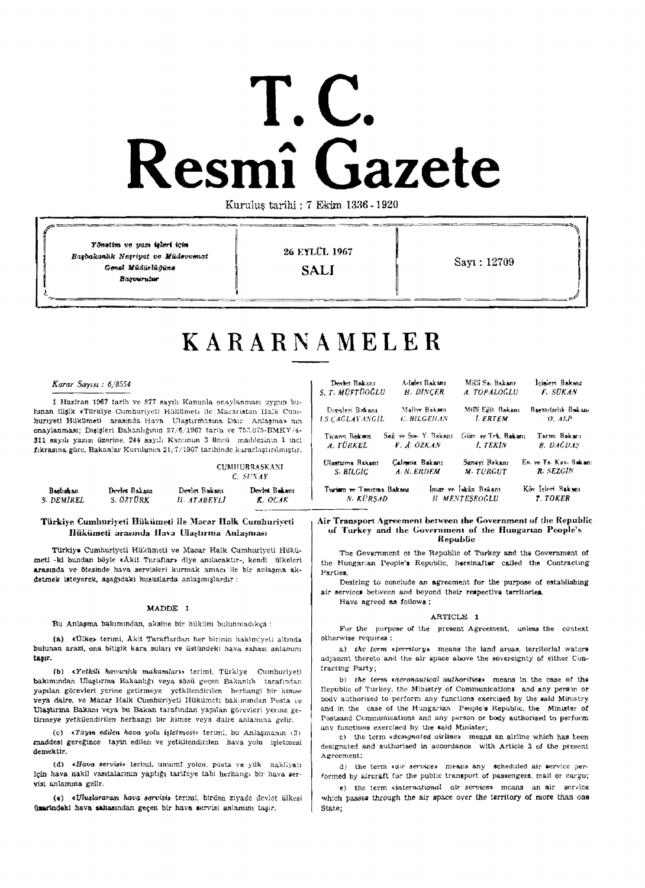# T.C. Resmî Gazete

Kuruluş tarihi : 7 Ekim 1336 - 1920

| Yönetim ve yazı işleri için Başbakanlık Neşriyat ve Müdevvenat Genel Müdürlüğüne Başvurulur | 26 EYLÜL 1967 SALI | Sayı : 12709 |
|---|---|---|

# KARARNAMELER

*Karar Sayısı : 6/8554*

1 Haziran 1967 tarih ve 877 sayılı Kanunla onaylanması uygun bulunan ilişik «Türkiye Cumhuriyeti Hükümeti ile Macaristan Halk Cumhuriyeti Hükümeti arasında Hava Ulaştırmasına Dair Anlaşma» nın onaylanması; Dışişleri Bakanlığının 27/6/1967 tarih ve 753.075-BMKY/4-311 sayılı yazısı üzerine, 244 sayılı Kanunun 3 üncü maddesinin 1 inci fıkrasına göre, Bakanlar Kurulunca 21/7/1967 tarihinde kararlaştırılmıştır.

CUMHURBAŞKANI
*C. SUNAY*

| Başbakan | Devlet Bakanı | Devlet Bakanı | Devlet Bakanı |
|---|---|---|---|
| *S. DEMİREL* | *S. ÖZTÜRK* | *H. ATABEYLİ* | *K. OCAK* |

| Devlet Bakanı | Adalet Bakanı | Millî Sa. Bakanı | İçişleri Bakanı |
|---|---|---|---|
| *S. T. MÜFTÜOĞLU* | *H. DİNÇER* | *A. TOPALOĞLU* | *F. SÜKAN* |
| Dışişleri Bakanı | Maliye Bakanı | Millî Eğit. Bakanı | Bayındırlık Bakanı |
| *İ.S.ÇAĞLAYANGİL* | *C. BİLGEHAN* | *İ. ERTEM* | *O. ALP* |
| Ticaret Bakanı | Sağ. ve Sos. Y. Bakanı | Güm. ve Tek. Bakanı | Tarım Bakanı |
| *A. TÜRKEL* | *V. A. ÖZKAN* | *İ. TEKİN* | *B. DAĞDAŞ* |
| Ulaştırma Bakanı | Çalışma Bakanı | Sanayi Bakanı | En. ve Ta. Kay. Bakanı |
| *S. BİLGİÇ* | *A. N. ERDEM* | *M. TURGUT* | *R. SEZGİN* |
| Turizm ve Tanıtma Bakanı | İmar ve İskân Bakanı | Köy İşleri Bakanı | |
| *N. KÜRŞAD* | *H. MENTEŞEOĞLU* | *T. TOKER* | |

## Türkiye Cumhuriyeti Hükümeti ile Macar Halk Cumhuriyeti Hükümeti arasında Hava Ulaştırma Anlaşması

Türkiye Cumhuriyeti Hükümeti ve Macar Halk Cumhuriyeti Hükümeti -ki bundan böyle «Âkit Taraflar» diye anılacaktır-, kendi ülkeleri arasında ve ötesinde hava servisleri kurmak amacı ile bir anlaşma akdetmek isteyerek, aşağıdaki hususlarda anlaşmışlardır :

### MADDE 1

Bu Anlaşma bakımından, aksine bir hüküm bulunmadıkça :

**(a)** «Ülke» terimi, Âkit Taraflardan her birinin hakimiyeti altında bulunan arazi, ona bitişik kara suları ve üstündeki hava sahası anlamını taşır.

**(b)** «*Yetkili havacılık makamları*» terimi, Türkiye Cumhuriyeti bakımından Ulaştırma Bakanlığı veya sözü geçen Bakanlık tarafından yapılan görevleri yerine getirmeye yetkilendirilen herhangi bir kimse veya daire, ve Macar Halk Cumhuriyeti Hükümeti bakımından Posta ve Ulaştırma Bakanı veya bu Bakan tarafından yapılan görevleri yerine getirmeye yetkilendirilen herhangi bir kimse veya daire anlamına gelir.

**(c)** «*Tayin edilen hava yolu işletmesi*» terimi, bu Anlaşmanın (3) maddesi gereğince tayin edilen ve yetkilendirilen hava yolu işletmesi demektir.

**(d)** «*Hava servisi*» terimi, umumî yolcu, posta ve yük nakliyatı için hava nakil vasıtalarının yaptığı tarifeye tabi herhangi bir hava servisi anlamına gelir.

**(e)** «*Uluslararası hava servisi*» terimi, birden ziyade devlet ülkesi üzerindeki hava sahasından geçen bir hava servisi anlamını taşır.

## Air Transport Agreement between the Government of the Republic of Turkey and the Government of the Hungarian People's Republic

The Government of the Republic of Turkey and the Government of the Hungarian People's Republic, hereinafter called the Contracting Parties,

Desiring to conclude an agreement for the purpose of establishing air services between and beyond their respective territories,

Have agreed as follows :

### ARTICLE 1

For the purpose of the present Agreement, unless the context otherwise requires :

a) *the term «territory»* means the land areas, territorial waters adjacent thereto and the air space above the sovereignty of either Contracting Party;

b) *the term «aeronautical authorities»* means in the case of the Republic of Turkey, the Ministry of Communications and any person or body authorised to perform any functions exercised by the said Ministry and in the case of the Hungarian People's Republic, the Minister of Postsand Communications and any person or body authorised to perform any functions exercised by the said Minister;

c) the term «*designated airline*» means an airline which has been designated and authorised in accordance with Article 3 of the present Agreement;

d) the term «*air service*» means any scheduled air service performed by aircraft for the public transport of passengers, mail or cargo;

e) the term «*international air service*» means an air service which passes through the air space over the territory of more than one State;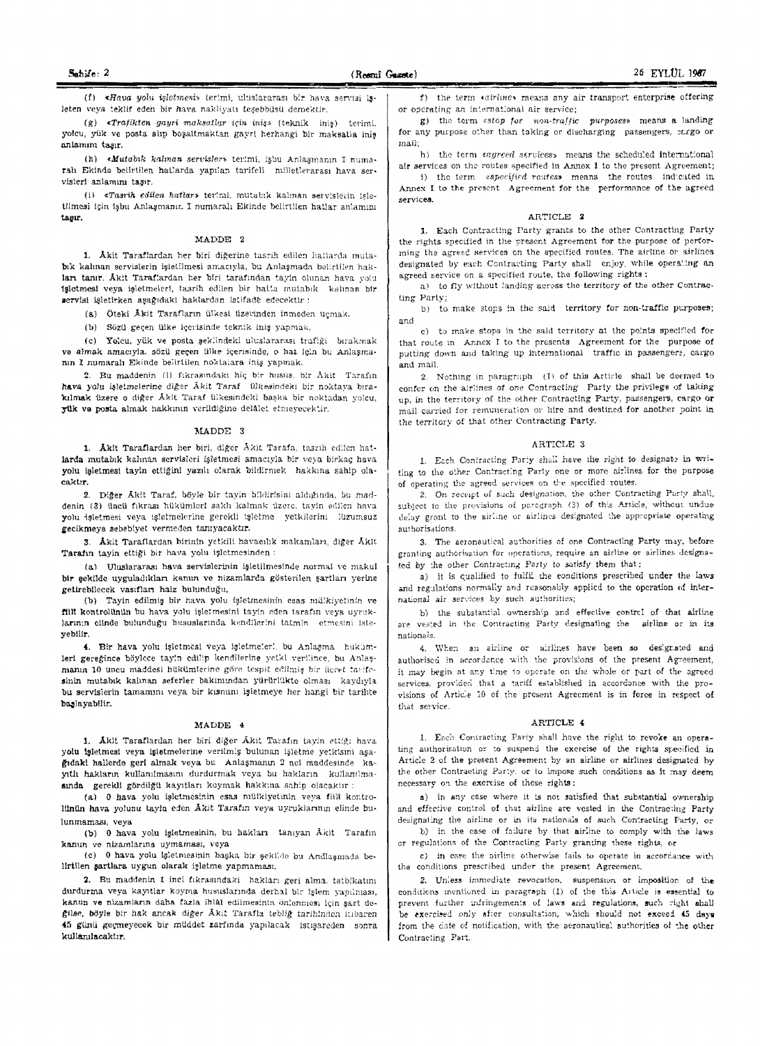(f) *«Hava yolu işletmesi»* terimi, uluslararası bir hava servisi işleten veya teklif eden bir hava nakliyatı teşebbüsü demektir.

(g) *«Trafikten gayri maksatlar için iniş»* (teknik iniş) terimi, yolcu, yük ve posta alıp boşaltmaktan gayri herhangi bir maksatla iniş anlamını taşır.

(h) *«Mutabık kalınan servisler»* terimi, işbu Anlaşmanın I numaralı Ekinde belirtilen hatlarda yapılan tarifeli milletlerarası hava servisleri anlamını taşır.

(i) *«Tasrih edilen hatlar»* terimi, mutabık kalınan servislerin işletilmesi için işbu Anlaşmanın I numaralı Ekinde belirtilen hatlar anlamını taşır.

## MADDE 2

1. Âkit Taraflardan her biri diğerine tasrih edilen hatlarda mutabık kalınan servislerin işletilmesi amacıyla, bu Anlaşmada belirtilen hakları tanır. Âkit Taraflardan her biri tarafından tayin olunan hava yolu işletmesi veya işletmeleri, tasrih edilen bir hatta mutabık kalınan bir servisi işletirken aşağıdaki haklardan istifade edecektir :

(a) Öteki Âkit Tarafların ülkesi üzerinden inmeden uçmak,

(b) Sözü geçen ülke içerisinde teknik iniş yapmak,

(c) Yolcu, yük ve posta şeklindeki uluslararası trafiği bırakmak ve almak amacıyla, sözü geçen ülke içerisinde, o hat için bu Anlaşmanın I numaralı Ekinde belirtilen noktalara iniş yapmak.

2. Bu maddenin (1) fıkrasındaki hiç bir husus, bir Âkit Tarafın hava yolu işletmelerine diğer Âkit Taraf ülkesindeki bir noktaya bırakılmak üzere o diğer Âkit Taraf ülkesindeki başka bir noktadan yolcu, yük ve posta almak hakkının verildiğine delâlet etmeyecektir.

## MADDE 3

1. Âkit Taraflardan her biri, diğer Âkit Tarafa, tasrih edilen hatlarda mutabık kalınan servisleri işletmesi amacıyla bir veya birkaç hava yolu işletmesi tayin ettiğini yazılı olarak bildirmek hakkına sahip olacaktır.

2. Diğer Âkit Taraf, böyle bir tayin bildirisini aldığında, bu maddenin (3) üncü fıkrası hükümleri saklı kalmak üzere, tayin edilen hava yolu işletmesi veya işletmelerine gerekli işletme yetkilerini lüzumsuz gecikmeye sebebiyet vermeden tanıyacaktır.

3. Âkit Taraflardan birinin yetkili havacılık makamları, diğer Âkit Tarafın tayin ettiği bir hava yolu işletmesinden :

(a) Uluslararası hava servislerinin işletilmesinde normal ve makul bir şekilde uyguladıkları kanun ve nizamlarda gösterilen şartları yerine getirebilecek vasıfları haiz bulunduğu,

(b) Tayin edilmiş bir hava yolu işletmesinin esas mülkiyetinin ve fiili kontrolünün bu hava yolu işletmesini tayin eden tarafın veya uyruklarının elinde bulunduğu hususlarında kendilerini tatmin etmesini isteyebilir.

4. Bir hava yolu işletmesi veya işletmeleri, bu Anlaşma hükümleri gereğince böylece tayin edilip kendilerine yetki verilince, bu Anlaşmanın 10 uncu maddesi hükümlerine göre tespit edilmiş bir ücret tarifesinin mutabık kalınan seferler bakımından yürürlükte olması kaydıyla bu servislerin tamamını veya bir kısmını işletmeye her hangi bir tarihte başlayabilir.

## MADDE 4

1. Âkit Taraflardan her biri diğer Âkit Tarafın tayin ettiği hava yolu işletmesi veya işletmelerine verilmiş bulunan işletme yetkisini aşağıdaki hallerde geri almak veya bu Anlaşmanın 2 nci maddesinde kayıtlı hakların kullanılmasını durdurmak veya bu hakların kullanılmasında gerekli gördüğü kayıtları koymak hakkına sahip olacaktır :

(a) O hava yolu işletmesinin esas mülkiyetinin veya fiili kontrolünün hava yolunu tayin eden Âkit Tarafın veya uyruklarının elinde bulunmaması, veya

(b) O hava yolu işletmesinin, bu hakları tanıyan Âkit Tarafın kanun ve nizamlarına uymaması, veya

(c) O hava yolu işletmesinin başka bir şekilde bu Andlaşmada belirtilen şartlara uygun olarak işletme yapmaması.

2. Bu maddenin 1 inci fıkrasındaki hakları geri alma, tatbikatını durdurma veya kayıtlar koyma hususlarında derhal bir işlem yapılması, kanun ve nizamların daha fazla ihlâl edilmesinin önlenmesi için şart değilse, böyle bir hak ancak diğer Âkit Tarafla tebliğ tarihinden itibaren 45 günü geçmeyecek bir müddet zarfında yapılacak istişareden sonra kullanılacaktır.

f) the term «*airline*» means any air transport enterprise offering or operating an international air service;

g) the term «*stop for non-traffic purposes*» means a landing for any purpose other than taking or discharging passengers, cargo or mail;

h) the term «*agreed services*» means the scheduled international air services on the routes specified in Annex I to the present Agreement;

i) the term «*specified routes*» means the routes indicated in Annex I to the present Agreement for the performance of the agreed services.

## ARTICLE 2

1. Each Contracting Party grants to the other Contracting Party the rights specified in the present Agreement for the purpose of performing the agreed services on the specified routes. The airline or airlines designated by each Contracting Party shall enjoy, while operating an agreed service on a specified route, the following rights :

a) to fly without landing across the territory of the other Contracting Party;

b) to make stops in the said territory for non-traffic purposes; and

c) to make stops in the said territory at the points specified for that route in Annex I to the presents Agreement for the purpose of putting down and taking up international traffic in passengers, cargo and mail.

2. Nothing in paragraph (1) of this Article shall be deemed to confer on the airlines of one Contracting Party the privilege of taking up, in the territory of the other Contracting Party, passengers, cargo or mail carried for remuneration or hire and destined for another point in the territory of that other Contracting Party.

## ARTICLE 3

1. Each Contracting Party shall have the right to designate in writing to the other Contracting Party one or more airlines for the purpose of operating the agreed services on the specified routes.

2. On receipt of such designation, the other Contracting Party shall, subject to the provisions of paragraph (3) of this Article, without undue delay grant to the airline or airlines designated the appropriate operating authorisations.

3. The aeronautical authorities of one Contracting Party may, before granting authorisation for operations, require an airline or airlines designated by the other Contracting Party to satisfy them that :

a) it is qualified to fulfil the conditions prescribed under the laws and regulations normally and reasonably applied to the operation of international air services by such authorities;

b) the substantial ownership and effective control of that airline are vested in the Contracting Party designating the airline or in its nationals.

4. When an airline or airlines have been so designated and authorised in accordance with the provisions of the present Agreement, it may begin at any time to operate on the whole or part of the agreed services, provided that a tariff established in accordance with the provisions of Article 10 of the present Agreement is in force in respect of that service.

## ARTICLE 4

1. Each Contracting Party shall have the right to revoke an operating authorisation or to suspend the exercise of the rights specified in Article 2 of the present Agreement by an airline or airlines designated by the other Contracting Party, or to impose such conditions as it may deem necessary on the exercise of these rights :

a) in any case where it is not satisfied that substantial ownership and effective control of that airline are vested in the Contracting Party designating the airline or in its nationals of such Contracting Party, or

b) in the case of failure by that airline to comply with the laws or regulations of the Contracting Party granting these rights, or

c) in case the airline otherwise fails to operate in accordance with the conditions prescribed under the present Agreement.

2. Unless immediate revocation, suspension or imposition of the conditions mentioned in paragraph (1) of the this Article is essential to prevent further infringements of laws and regulations, such right shall be exercised only after consultation, which should not exceed 45 days from the date of notification, with the aeronautical authorities of the other Contracting Part.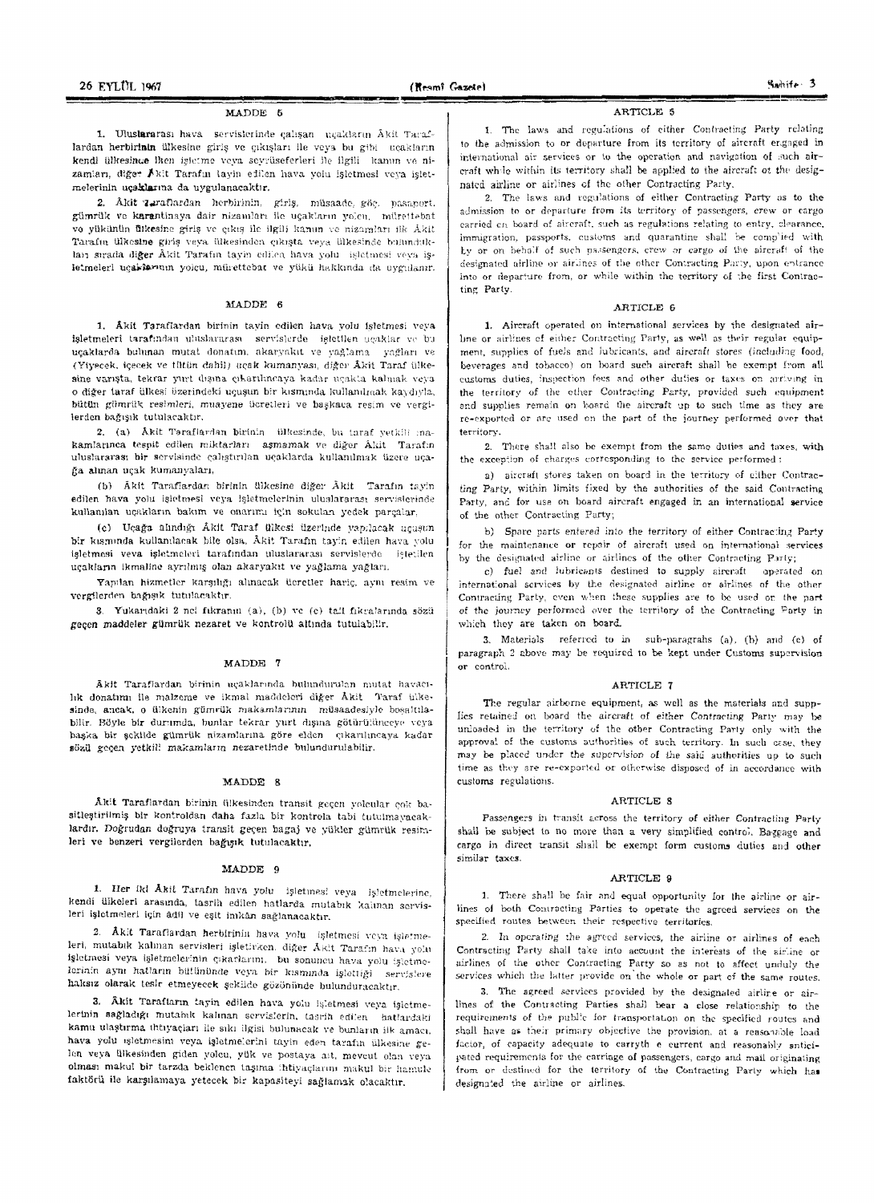## MADDE 5

1. Uluslararası hava servislerinde çalışan uçakların Âkit Taraflardan herbirinin ülkesine giriş ve çıkışları ile veya bu gibi uçakların kendi ülkesince iken işletme veya seyrüseferleri ile ilgili kanun ve nizamları, diğer Âkit Tarafın tayin edilen hava yolu işletmesi veya işletmelerinin uçaklarına da uygulanacaktır.

2. Âkit Taraflardan herbirinin, giriş, müsaade, göç, pasaport, gümrük ve karantinaya dair nizamları ile uçakların yolcu, mürettebat ve yükünün ülkesine giriş ve çıkış ile ilgili kanun ve nizamları ilk Âkit Tarafın ülkesine giriş veya ülkesinden çıkışta veya ülkesinde bulundukları sırada diğer Âkit Tarafın tayin edilen hava yolu işletmesi veya işletmeleri uçaklarının yolcu, mürettebat ve yükü hakkında da uygulanır.

## MADDE 6

1. Âkit Taraflardan birinin tayin edilen hava yolu işletmesi veya işletmeleri tarafından uluslararası servislerde işletilen uçaklar ve bu uçaklarda bulunan mutat donatım, akaryakıt ve yağlama yağları ve (Yiyecek, içecek ve tütün dahil) uçak kumanyası, diğer Âkit Taraf ülkesine varışta, tekrar yurt dışına çıkarılıncaya kadar uçakta kalmak veya o diğer taraf ülkesi üzerindeki uçuşun bir kısmında kullanılmak kaydıyla, bütün gümrük resimleri, muayene ücretleri ve başkaca resim ve vergilerden bağışık tutulacaktır.

2. (a) Âkit Taraflardan birinin ülkesinde, bu taraf yetkili makamlarınca tespit edilen miktarları aşmamak ve diğer Âkit Tarafın uluslararası bir servisinde çalıştırılan uçaklarda kullanılmak üzere uçağa alınan uçak kumanyaları,

(b) Âkit Taraflardan birinin ülkesine diğer Âkit Tarafın tayin edilen hava yolu işletmesi veya işletmelerinin uluslararası servislerinde kullanılan uçakların bakım ve onarımı için sokulan yedek parçalar,

(c) Uçağa alındığı Âkit Taraf ülkesi üzerinde yapılacak uçuşun bir kısmında kullanılacak bile olsa, Âkit Tarafın tayin edilen hava yolu işletmesi veya işletmeleri tarafından uluslararası servislerde işletilen uçakların ikmaline ayrılmış olan akaryakıt ve yağlama yağları.

Yapılan hizmetler karşılığı alınacak ücretler hariç, aynı resim ve vergilerden bağışık tutulacaktır.

3. Yukarıdaki 2 nci fıkranın (a), (b) ve (c) tali fıkralarında sözü geçen maddeler gümrük nezaret ve kontrolü altında tutulabilir.

## MADDE 7

Âkit Taraflardan birinin uçaklarında bulundurulan mutat havacılık donatımı ile malzeme ve ikmal maddeleri diğer Âkit Taraf ülkesinde, ancak, o ülkenin gümrük makamlarının müsaadesiyle boşaltılabilir. Böyle bir durumda, bunlar tekrar yurt dışına götürülünceye veya başka bir şekilde gümrük nizamlarına göre elden çıkarılıncaya kadar sözü geçen yetkili makamların nezaretinde bulundurulabilir.

## MADDE 8

Âkit Taraflardan birinin ülkesinden transit geçen yolcular çok basitleştirilmiş bir kontroldan daha fazla bir kontrola tabi tutulmayacaklardır. Doğrudan doğruya transit geçen bagaj ve yükler gümrük resimleri ve benzeri vergilerden bağışık tutulacaktır.

## MADDE 9

1. Her iki Âkit Tarafın hava yolu işletmesi veya işletmelerine, kendi ülkeleri arasında, tasrih edilen hatlarda mutabık kalınan servisleri işletmeleri için âdil ve eşit imkân sağlanacaktır.

2. Âkit Taraflardan herbirinin hava yolu işletmesi veya işletmeleri, mutabık kalınan servisleri işletirken, diğer Âkit Tarafın hava yolu işletmesi veya işletmelerinin çıkarlarını, bu sonuncu hava yolu işletmelerinin aynı hatların bütününde veya bir kısmında işlettiği servislere haksız olarak tesir etmeyecek şekilde gözönünde bulunduracaktır.

3. Âkit Tarafların tayin edilen hava yolu işletmesi veya işletmelerinin sağladığı mutabık kalınan servislerin, tasrih edilen hatlardaki kamu ulaştırma ihtiyaçları ile sıkı ilgisi bulunacak ve bunların ilk amacı, hava yolu işletmesini veya işletmelerini tayin eden tarafın ülkesine gelen veya ülkesinden giden yolcu, yük ve postaya ait, mevcut olan veya olması makul bir tarzda beklenen taşıma ihtiyaçlarını makul bir hamule faktörü ile karşılamaya yetecek bir kapasiteyi sağlamak olacaktır.

## ARTICLE 5

1. The laws and regulations of either Contracting Party relating to the admission to or departure from its territory of aircraft engaged in international air services or to the operation and navigation of such aircraft while within its territory shall be applied to the aircraft of the designated airline or airlines of the other Contracting Party.

2. The laws and regulations of either Contracting Party as to the admission to or departure from its territory of passengers, crew or cargo carried on board of aircraft, such as regulations relating to entry, clearance, immigration, passports, customs and quarantine shall be complied with by or on behalf of such passengers, crew or cargo of the aircraft of the designated airline or airlines of the other Contracting Party, upon entrance into or departure from, or while within the territory of the first Contracting Party.

## ARTICLE 6

1. Aircraft operated on international services by the designated airline or airlines of either Contracting Party, as well as their regular equipment, supplies of fuels and lubricants, and aircraft stores (including food, beverages and tobacco) on board such aircraft shall be exempt from all customs duties, inspection fees and other duties or taxes on arriving in the territory of the other Contracting Party, provided such equipment and supplies remain on board the aircraft up to such time as they are re-exported or are used on the part of the journey performed over that territory.

2. There shall also be exempt from the same duties and taxes, with the exception of charges corresponding to the service performed :

a) aircraft stores taken on board in the territory of either Contracting Party, within limits fixed by the authorities of the said Contracting Party, and for use on board aircraft engaged in an international service of the other Contracting Party;

b) Spare parts entered into the territory of either Contracting Party for the maintenance or repair of aircraft used on international services by the designated airline or airlines of the other Contracting Party;

c) fuel and lubricants destined to supply aircraft operated on international services by the designated airline or airlines of the other Contracting Party, even when these supplies are to be used on the part of the journey performed over the territory of the Contracting Party in which they are taken on board.

3. Materials referred to in sub-paragrahs (a), (b) and (c) of paragraph 2 above may be required to be kept under Customs supervision or control.

## ARTICLE 7

The regular airborne equipment, as well as the materials and supplies retained on board the aircraft of either Contracting Party may be unloaded in the territory of the other Contracting Party only with the approval of the customs authorities of such territory. In such case, they may be placed under the supervision of the said authorities up to such time as they are re-exported or otherwise disposed of in accordance with customs regulations.

## ARTICLE 8

Passengers in transit across the territory of either Contracting Party shall be subject to no more than a very simplified control. Baggage and cargo in direct transit shall be exempt form customs duties and other similar taxes.

## ARTICLE 9

1. There shall be fair and equal opportunity for the airline or airlines of both Contracting Parties to operate the agreed services on the specified routes between their respective territories.

2. In operating the agreed services, the airline or airlines of each Contracting Party shall take into account the interests of the airline or airlines of the other Contracting Party so as not to affect unduly the services which the latter provide on the whole or part of the same routes.

3. The agreed services provided by the designated airline or airlines of the Contracting Parties shall bear a close relationship to the requirements of the public for transportation on the specified routes and shall have as their primary objective the provision, at a reasonable load factor, of capacity adequate to carryth e current and reasonably anticipated requirements for the carriage of passengers, cargo and mail originating from or destined for the territory of the Contracting Party which has designated the airline or airlines.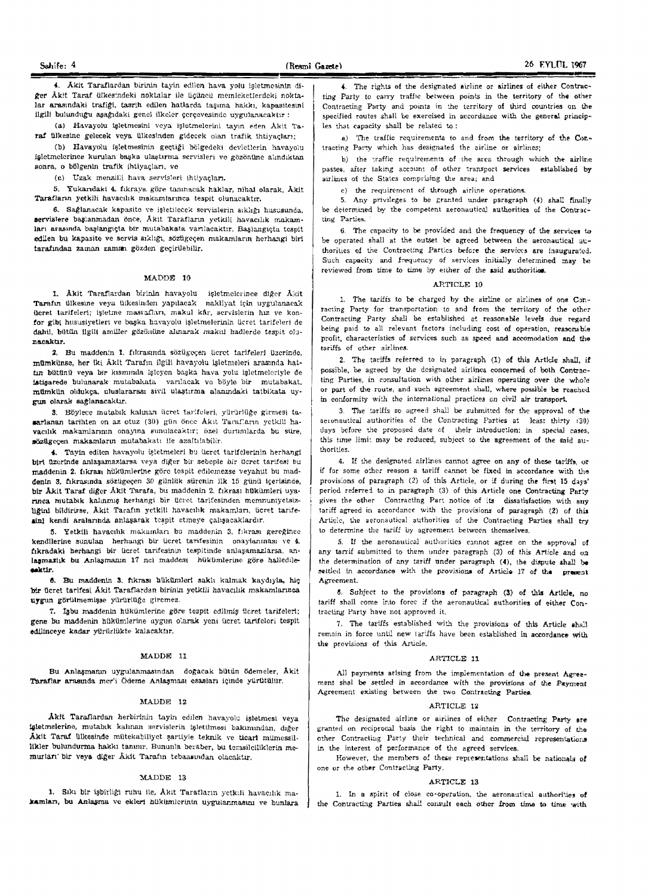4. Âkit Taraflardan birinin tayin edilen hava yolu işletmesinin diğer Âkit Taraf ülkesindeki noktalar ile üçüncü memleketlerdeki noktalar arasındaki trafiği, tasrih edilen hatlarda taşıma hakkı, kapasitesini ilgili bulunduğu aşağıdaki genel ilkeler çerçevesinde uygulanacaktır :

(a) Havayolu işletmesini veya işletmelerini tayin eden Âkit Taraf ülkesine gelecek veya ülkesinden gidecek olan trafik ihtiyaçları;

(b) Havayolu işletmesinin geçtiği bölgedeki devletlerin havayolu işletmelerince kurulan başka ulaştırma servisleri ve gözönüne alındıktan sonra, o bölgenin trafik ihtiyaçları, ve

(c) Uzak menzilli hava servisleri ihtiyaçları.

5. Yukarıdaki 4. fıkraya göre tanınacak haklar, nihai olarak, Âkit Tarafların yetkili havacılık makamlarınca tespit olunacaktır.

6. Sağlanacak kapasite ve işletilecek servislerin sıklığı hususunda, servislere başlanmadan önce, Âkit Tarafların yetkili havacılık makamları arasında başlangıçta bir mutabakata varılacaktır. Başlangıçta tespit edilen bu kapasite ve servis sıklığı, sözügeçen makamların herhangi biri tarafından zaman zaman gözden geçirilebilir.

## MADDE 10

1. Âkit Taraflardan birinin havayolu işletmelerince diğer Âkit Tarafın ülkesine veya ülkesinden yapılacak nakliyat için uygulanacak ücret tarifeleri; işletme masrafları, makul kâr, servislerin hız ve konfor gibi hususiyetleri ve başka havayolu işletmelerinin ücret tarifeleri de dahil, bütün ilgili amiller gözönüne alınarak makul hadlerde tespit olunacaktır.

2. Bu maddenin 1. fıkrasında sözügeçen ücret tarifeleri üzerinde, mümkünse, her iki Âkit Tarafın ilgili havayolu işletmeleri arasında hattın bütünü veya bir kısmında işleyen başka hava yolu işletmeleriyle de istişarede bulunarak mutabakata varılacak ve böyle bir mutabakat, mümkün oldukça, uluslararası sivil ulaştırma alanındaki tatbikata uygun olarak sağlanacaktır.

3. Böylece mutabık kalınan ücret tarifeleri, yürürlüğe girmesi tasarlanan tarihten en az otuz (30) gün önce Âkit Tarafların yetkili havacılık makamlarının onayına sunulacaktır; özel durumlarda bu süre, sözügeçen makamların mutabakatı ile azaltılabilir.

4. Tayin edilen havayolu işletmeleri bu ücret tarifelerinin herhangi biri üzerinde anlaşamazlarsa veya diğer bir sebeple bir ücret tarifesi bu maddenin 2. fıkrası hükümlerine göre tespit edilemezse veyahut bu maddenin 3. fıkrasında sözügeçen 30 günlük sürenin ilk 15 günü içerisinde, bir Âkit Taraf diğer Âkit Tarafa, bu maddenin 2. fıkrası hükümleri uyarınca mutabık kalınmış herhangi bir ücret tarifesinden memnuniyetsizliğini bildirirse, Âkit Tarafın yetkili havacılık makamları, ücret tarifesini kendi aralarında anlaşarak tespit etmeye çalışacaklardır.

5. Yetkili havacılık makamları bu maddenin 3. fıkrası gereğince kendilerine sunulan herhangi bir ücret tarifesinin onaylanması ve 4. fıkradaki herhangi bir ücret tarifesinin tespitinde anlaşamazlarsa, anlaşmazlık bu Anlaşmanın 17 nci maddesi hükümlerine göre halledilecektir.

6. Bu maddenin 3. fıkrası hükümleri saklı kalmak kaydıyla, hiç bir ücret tarifesi Âkit Taraflardan birinin yetkili havacılık makamlarınca uygun görülmemişse yürürlüğe giremez.

7. İşbu maddenin hükümlerine göre tespit edilmiş ücret tarifeleri; gene bu maddenin hükümlerine uygun olarak yeni ücret tarifeleri tespit edilinceye kadar yürürlükte kalacaktır.

## MADDE 11

Bu Anlaşmanın uygulanmasından doğacak bütün ödemeler, Âkit Taraflar arasında mer'i Ödeme Anlaşması esasları içinde yürütülür.

## MADDE 12

Âkit Taraflardan herbirinin tayin edilen havayolu işletmesi veya işletmelerine, mutabık kalınan servislerin işletilmesi bakımından, diğer Âkit Taraf ülkesinde mütekabiliyet şartiyle teknik ve ticari mümessillikler bulundurma hakkı tanınır. Bununla beraber, bu temsilciliklerin memurları bir veya diğer Âkit Tarafın tebaasından olacaktır.

## MADDE 13

1. Sıkı bir işbirliği ruhu ile, Âkit Tarafların yetkili havacılık makamları, bu Anlaşma ve ekleri hükümlerinin uygulanmasını ve bunlara

4. The rights of the designated airline or airlines of either Contracting Party to carry traffic between points in the territory of the other Contracting Party and points in the territory of third countries on the specified routes shall be exercised in accordance with the general principles that capacity shall be related to :

a) The traffic requirements to and from the territory of the Contracting Party which has designated the airline or airlines;

b) the traffic requirements of the area through which the airline passes, after taking account of other transport services established by airlines of the States comprising the area; and

c) the requirement of through airline operations.

5. Any privileges to be granted under paragraph (4) shall finally be determined by the competent aeronautical authorities of the Contracting Parties.

6. The capacity to be provided and the frequency of the services to be operated shall at the outset be agreed between the aeronautical authorities of the Contracting Parties before the services are inaugurated. Such capacity and frequency of services initially determined may be reviewed from time to time by either of the said authorities.

## ARTICLE 10

1. The tariffs to be charged by the airline or airlines of one Contracting Party for transportation to and from the territory of the other Contracting Party shall be established at reasonable levels due regard being paid to all relevant factors including cost of operation, reasonable profit, characteristics of services such as speed and accomodation and the tariffs of other airlines.

2. The tariffs referred to in paragraph (1) of this Article shall, if possible, be agreed by the designated airlines concerned of both Contracting Parties, in consultation with other airlines operating over the whole or part of the route, and such agreement shall, where possible be reached in conformity with the international practices on civil air transport.

3. The tariffs so agreed shall be submitted for the approval of the aeronautical authorities of the Contracting Parties at least thirty (30) days before the proposed date of their introduction; in special cases, this time limit may be reduced, subject to the agreement of the said authorities.

4. If the designated airlines cannot agree on any of these tariffs, or if for some other reason a tariff cannot be fixed in accordance with the provisions of paragraph (2) of this Article, or if during the first 15 days' period referred to in paragraph (3) of this Article one Contracting Party gives the other Contracting Part notice of its dissatisfaction with any tariff agreed in accordance with the provisions of paragraph (2) of this Article, the aeronautical authorities of the Contracting Parties shall try to determine the tariff by agreement between themselves.

5. If the aeronautical authorities cannot agree on the approval of any tarrif submitted to them under paragraph (3) of this Article and on the determination of any tariff under paragraph (4), the dispute shall be settled in accordance with the provisions of Article 17 of the present Agreement.

6. Subject to the provisions of paragraph (3) of this Article, no tariff shall come into force if the aeronautical authorities of either Contracting Party have not approved it.

7. The tariffs established with the provisions of this Article shall remain in force until new tariffs have been established in accordance with the provisions of this Article.

## ARTICLE 11

All payments arising from the implementation of the present Agreement shal be settled in accordance with the provisions of the Payment Agreement existing between the two Contracting Parties.

## ARTICLE 12

The designated airline or airlines of either Contracting Party are granted on reciprocal basis the right to maintain in the territory of the other Contracting Party their technical and commercial representations in the interest of performance of the agreed services.

However, the members of these representations shall be nationals of one or the other Contracting Party.

## ARTICLE 13

1. In a spirit of close co-operation, the aeronautical authorities of the Contracting Parties shall consult each other from time to time with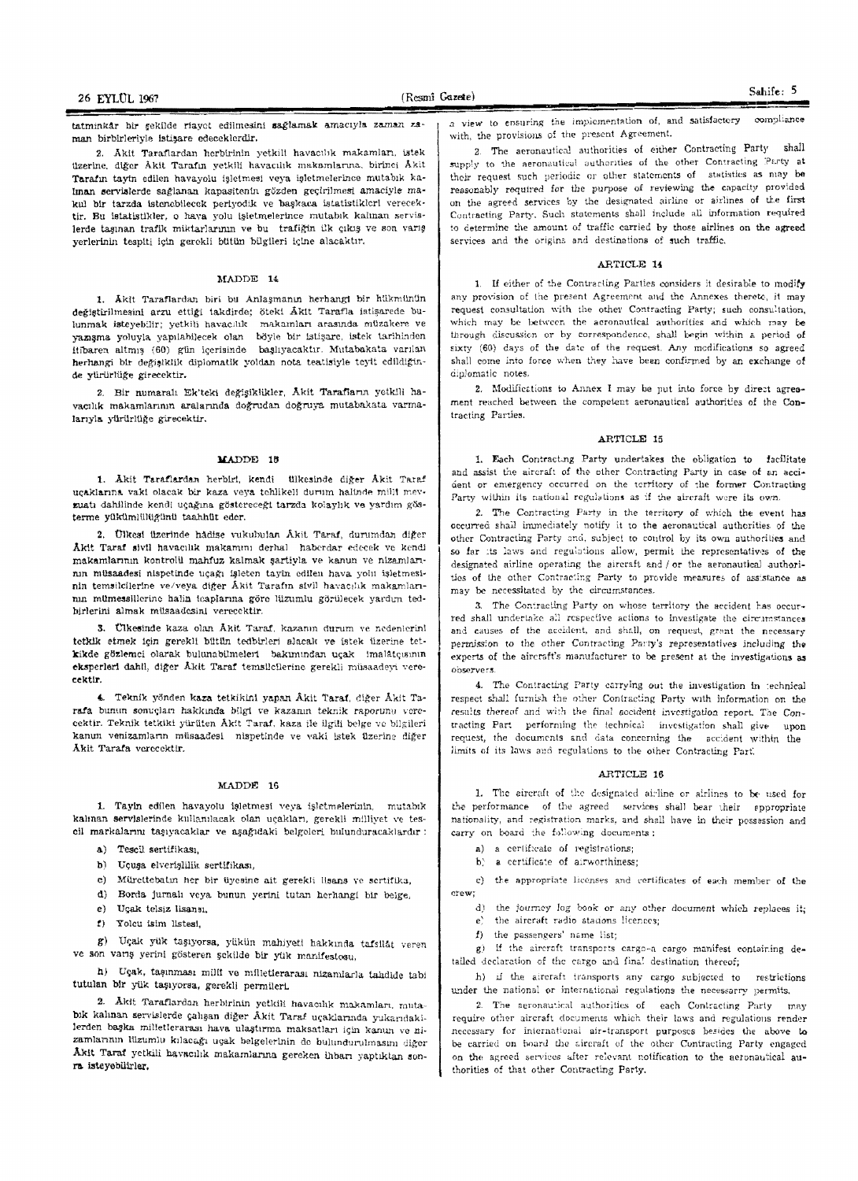tatminkâr bir şekilde riayet edilmesini sağlamak amacıyla zaman zaman birbirleriyle istişare edeceklerdir.

2. Âkit Taraflardan herbirinin yetkili havacılık makamları, istek üzerine, diğer Âkit Tarafın yetkili havacılık makamlarına, birinci Âkit Tarafın tayin edilen havayolu işletmesi veya işletmelerince mutabık kalınan servislerde sağlanan kapasitenin gözden geçirilmesi amaciyle makul bir tarzda istenebilecek periyodik ve başkaca istatistikleri verecektir. Bu istatistikler, o hava yolu işletmelerince mutabık kalınan servislerde taşınan trafik miktarlarının ve bu trafiğin ilk çıkış ve son varış yerlerinin tespiti için gerekli bütün bilgileri içine alacaktır.

## MADDE 14

1. Âkit Taraflardan biri bu Anlaşmanın herhangi bir hükmünün değiştirilmesini arzu ettiği takdirde; öteki Âkit Tarafla istişarede bulunmak isteyebilir; yetkili havacılık makamları arasında müzakere ve yazışma yoluyla yapılabilecek olan böyle bir istişare, istek tarihinden itibaren altmış (60) gün içerisinde başlıyacaktır. Mutabakata varılan herhangi bir değişiklik diplomatik yoldan nota teatisiyle teyit edildiğinde yürürlüğe girecektir.

2. Bir numaralı Ek'teki değişiklikler, Âkit Tarafların yetkili havacılık makamlarının aralarında doğrudan doğruya mutabakata varmalarıyla yürürlüğe girecektir.

## MADDE 15

1. Âkit Taraflardan herbiri, kendi ülkesinde diğer Âkit Taraf uçaklarına vaki olacak bir kaza veya tehlikeli durum halinde millî mevzuatı dahilinde kendi uçağına göstereceği tarzda kolaylık ve yardım gösterme yükümlülüğünü taahhüt eder.

2. Ülkesi üzerinde hâdise vukubulan Âkit Taraf, durumdan diğer Âkit Taraf sivil havacılık makamını derhal haberdar edecek ve kendi makamlarının kontrolü mahfuz kalmak şartiyle ve kanun ve nizamlarının müsaadesi nispetinde uçağı işleten tayin edilen hava yolu işletmesinin temsilcilerine ve/veya diğer Âkit Tarafın sivil havacılık makamlarının mümessillerine halin icaplarına göre lüzumlu görülecek yardım tedbirlerini almak müsaadesini verecektir.

3. Ülkesinde kaza olan Âkit Taraf, kazanın durum ve nedenlerini tetkik etmek için gerekli bütün tedbirleri alacak ve istek üzerine tetkikde gözlemci olarak bulunabilmeleri bakımından uçak imalâtçısının eksperleri dahil, diğer Âkit Taraf temsilcilerine gerekli müsaadeyi verecektir.

4. Teknik yönden kaza tetkikini yapan Âkit Taraf, diğer Âkit Tarafa bunun sonuçları hakkında bilgi ve kazanın teknik raporunu verecektir. Teknik tetkiki yürüten Âkit Taraf, kaza ile ilgili belge ve bilgileri kanun venizamların müsaadesi nispetinde ve vaki istek üzerine diğer Âkit Tarafa verecektir.

## MADDE 16

1. Tayin edilen havayolu işletmesi veya işletmelerinin, mutabık kalınan servislerinde kullanılacak olan uçakları, gerekli milliyet ve tescil markalarını taşıyacaklar ve aşağıdaki belgeleri bulunduracaklardır:

a) Tescil sertifikası,

b) Uçuşa elverişlilik sertifikası,

c) Mürettebatın her bir üyesine ait gerekli lisans ve sertifika,

d) Borda jurnalı veya bunun yerini tutan herhangi bir belge,

e) Uçak telsiz lisansı,

f) Yolcu isim listesi,

g) Uçak yük taşıyorsa, yükün mahiyeti hakkında tafsilât veren ve son varış yerini gösteren şekilde bir yük manifestosu,

h) Uçak, taşınması millî ve milletlerarası nizamlarla tahdide tabi tutulan bir yük taşıyorsa, gerekli permiler.

2. Âkit Taraflardan herbirinin yetkili havacılık makamları, mutabık kalınan servislerde çalışan diğer Âkit Taraf uçaklarında yukarıdakilerden başka milletlerarası hava ulaştırma maksatları için kanun ve nizamlarının lüzumlu kılacağı uçak belgelerinin de bulundurulmasını diğer Âkit Taraf yetkili havacılık makamlarına gereken ihbarı yaptıktan sonra isteyebilirler.

a view to ensuring the implementation of, and satisfactory compliance with, the provisions of the present Agreement.

2. The aeronautical authorities of either Contracting Party shall supply to the aeronautical authorities of the other Contracting Party at their request such periodic or other statements of statistics as may be reasonably required for the purpose of reviewing the capacity provided on the agreed services by the designated airline or airlines of the first Contracting Party. Such statements shall include all information required to determine the amount of traffic carried by those airlines on the agreed services and the origins and destinations of such traffic.

## ARTICLE 14

1. If either of the Contracting Parties considers it desirable to modify any provision of the present Agreement and the Annexes thereto, it may request consultation with the other Contracting Party; such consultation, which may be between the aeronautical authorities and which may be through discussion or by correspondence, shall begin within a period of sixty (60) days of the date of the request. Any modifications so agreed shall come into force when they have been confirmed by an exchange of diplomatic notes.

2. Modifications to Annex I may be put into force by direct agreement reached between the competent aeronautical authorities of the Contracting Parties.

## ARTICLE 15

1. Each Contracting Party undertakes the obligation to facilitate and assist the aircraft of the other Contracting Party in case of an accident or emergency occurred on the territory of the former Contracting Party within its national regulations as if the aircraft were its own.

2. The Contracting Party in the territory of which the event has occurred shall immediately notify it to the aeronautical authorities of the other Contracting Party and, subject to control by its own authorities and so far its laws and regulations allow, permit the representatives of the designated airline operating the aircraft and / or the aeronautical authorities of the other Contracting Party to provide measures of assistance as may be necessitated by the circumstances.

3. The Contracting Party on whose territory the accident has occurred shall undertake all respective actions to investigate the circumstances and causes of the accident, and shall, on request, grant the necessary permission to the other Contracting Party's representatives including the experts of the aircraft's manufacturer to be present at the investigations as observers.

4. The Contracting Party carrying out the investigation in technical respect shall furnish the other Contracting Party with information on the results thereof and with the final accident investigation report. The Contracting Part performing the technical investigation shall give upon request, the documents and data concerning the accident within the limits of its laws and regulations to the other Contracting Part.

## ARTICLE 16

1. The aircraft of the designated airline or airlines to be used for the performance of the agreed services shall bear their appropriate nationality, and registration marks, and shall have in their possession and carry on board the following documents:

a) a certificate of registrations;

b) a certificate of airworthiness;

c) the appropriate licenses and certificates of each member of the crew;

d) the journey log book or any other document which replaces it;

e) the aircraft radio stations licences;

f) the passengers' name list;

g) if the aircraft transports cargo-a cargo manifest containing detailed declaration of the cargo and final destination thereof;

h) if the aircraft transports any cargo subjected to restrictions under the national or international regulations the necessarry permits.

2. The aeronautical authorities of each Contracting Party may require other aircraft documents which their laws and regulations render necessary for international air-transport purposes besides the above to be carried on board the aircraft of the other Contracting Party engaged on the agreed services after relevant notification to the aeronautical authorities of that other Contracting Party.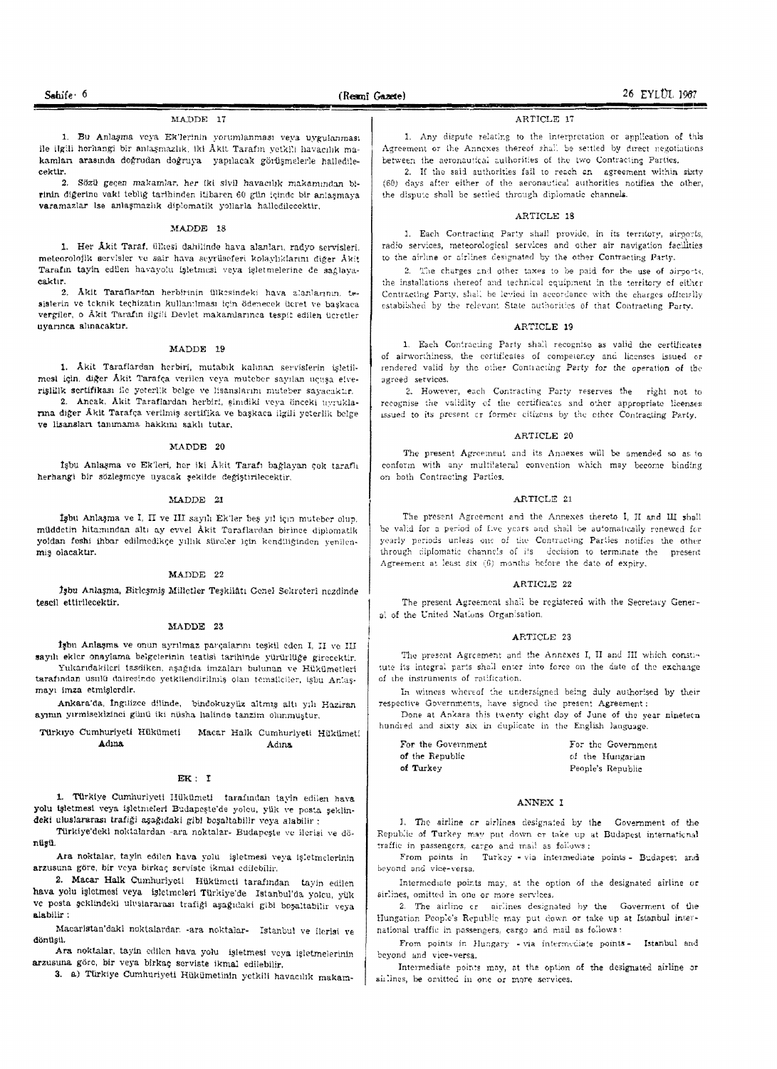## MADDE 17

1. Bu Anlaşma veya Ek'lerinin yorumlanması veya uygulanması ile ilgili herhangi bir anlaşmazlık, iki Âkit Tarafın yetkili havacılık makamları arasında doğrudan doğruya yapılacak görüşmelerle halledilecektir.

2. Sözü geçen makamlar, her iki sivil havacılık makamından birinin diğerine vaki tebliğ tarihinden itibaren 60 gün içinde bir anlaşmaya varamazlar ise anlaşmazlık diplomatik yollarla halledilecektir.

## MADDE 18

1. Her Âkit Taraf, ülkesi dahilinde hava alanları, radyo servisleri, meteorolojik servisler ve sair hava seyrüseferi kolaylıklarını diğer Âkit Tarafın tayin edilen havayolu işletmesi veya işletmelerine de sağlayacaktır.

2. Âkit Taraflardan herbirinin ülkesindeki hava alanlarının, tesislerin ve teknik teçhizatın kullanılması için ödenecek ücret ve başkaca vergiler, o Âkit Tarafın ilgili Devlet makamlarınca tespit edilen ücretler uyarınca alınacaktır.

## MADDE 19

1. Âkit Taraflardan herbiri, mutabık kalınan servislerin işletilmesi için, diğer Âkit Tarafça verilen veya muteber sayılan uçuşa elverişlilik sertifikası ile yeterlik belge ve lisanslarını muteber sayacaktır.

2. Ancak, Âkit Taraflardan herbiri, şimdiki veya önceki uyruklarına diğer Âkit Tarafça verilmiş sertifika ve başkaca ilgili yeterlik belge ve lisansları tanımama hakkını saklı tutar.

## MADDE 20

İşbu Anlaşma ve Ek'leri, her iki Âkit Tarafı bağlayan çok taraflı herhangi bir sözleşmeye uyacak şekilde değiştirilecektir.

## MADDE 21

İşbu Anlaşma ve I, II ve III sayılı Ek'ler beş yıl için muteber olup, müddetin hitamından altı ay evvel Âkit Taraflardan birince diplomatik yoldan feshi ihbar edilmedikçe yıllık süreler için kendiliğinden yenilenmiş olacaktır.

## MADDE 22

İşbu Anlaşma, Birleşmiş Milletler Teşkilâtı Genel Sekreteri nezdinde tescil ettirilecektir.

## MADDE 23

İşbu Anlaşma ve onun ayrılmaz parçalarını teşkil eden I, II ve III sayılı ekler onaylama belgelerinin teatisi tarihinde yürürlüğe girecektir.

Yukarıdakileri tasdiken, aşağıda imzaları bulunan ve Hükümetleri tarafından usulü dairesinde yetkilendirilmiş olan temsilciler, işbu Anlaşmayı imza etmişlerdir.

Ankara'da, İngilizce dilinde, bindokuzyüz altmış altı yılı Haziran ayının yirmisekizinci günü iki nüsha halinde tanzim olunmuştur.

| Türkiye Cumhuriyeti Hükümeti Adına | Macar Halk Cumhuriyeti Hükümeti Adına |
|---|---|

## EK : I

1. Türkiye Cumhuriyeti Hükümeti tarafından tayin edilen hava yolu işletmesi veya işletmeleri Budapeşte'de yolcu, yük ve posta şeklindeki uluslararası trafiği aşağıdaki gibi boşaltabilir veya alabilir :

Türkiye'deki noktalardan -ara noktalar- Budapeşte ve ilerisi ve dönüşü.

Ara noktalar, tayin edilen hava yolu işletmesi veya işletmelerinin arzusuna göre, bir veya birkaç serviste ikmal edilebilir.

2. Macar Halk Cumhuriyeti Hükümeti tarafından tayin edilen hava yolu işletmesi veya işletmeleri Türkiye'de İstanbul'da yolcu, yük ve posta şeklindeki uluslararası trafiği aşağıdaki gibi boşaltabilir veya alabilir :

Macaristan'daki noktalardan -ara noktalar- İstanbul ve ilerisi ve dönüşü.

Ara noktalar, tayin edilen hava yolu işletmesi veya işletmelerinin arzusuna göre, bir veya birkaç serviste ikmal edilebilir.

3. a) Türkiye Cumhuriyeti Hükümetinin yetkili havacılık makam-

## ARTICLE 17

1. Any dispute relating to the interpretation or application of this Agreement or the Annexes thereof shall be settled by direct negotiations between the aeronautical authorities of the two Contracting Parties.

2. If the said authorities fail to reach an agreement within sixty (60) days after either of the aeronautical authorities notifies the other, the dispute shall be settled through diplomatic channels.

## ARTICLE 18

1. Each Contracting Party shall provide, in its territory, airports, radio services, meteorological services and other air navigation facilities to the airline or airlines designated by the other Contracting Party.

2. The charges and other taxes to be paid for the use of airports, the installations thereof and technical equipment in the territory of either Contracting Party, shall be levied in accordance with the charges officially established by the relevant State authorities of that Contracting Party.

## ARTICLE 19

1. Each Contracting Party shall recognise as valid the certificates of airworthiness, the certificates of competency and licenses issued or rendered valid by the other Contracting Party for the operation of the agreed services.

2. However, each Contracting Party reserves the right not to recognise the validity of the certificates and other appropriate licenses issued to its present or former citizens by the other Contracting Party.

## ARTICLE 20

The present Agreement and its Annexes will be amended so as to conform with any multilateral convention which may become binding on both Contracting Parties.

## ARTICLE 21

The present Agreement and the Annexes thereto I, II and III shall be valid for a period of five years and shall be automatically renewed for yearly periods unless one of the Contracting Parties notifies the other through diplomatic channels of its decision to terminate the present Agreement at least six (6) months before the date of expiry.

## ARTICLE 22

The present Agreement shall be registered with the Secretary General of the United Nations Organisation.

## ARTICLE 23

The present Agreement and the Annexes I, II and III which constitute its integral parts shall enter into force on the date of the exchange of the instruments of ratification.

In witness whereof the undersigned being duly authorised by their respective Governments, have signed the present Agreement :

Done at Ankara this twenty eight day of June of the year nineteen hundred and sixty six in duplicate in the English language.

| For the Government of the Republic of Turkey | For the Government of the Hungarian People's Republic |
|---|---|

## ANNEX I

1. The airline or airlines designated by the Government of the Republic of Turkey may put down or take up at Budapest international traffic in passengers, cargo and mail as follows :

From points in Turkey - via intermediate points - Budapest and beyond and vice-versa.

Intermediate points may, at the option of the designated airline or airlines, omitted in one or more services.

2. The airline or airlines designated by the Goverment of the Hungarian People's Republic may put down or take up at Istanbul international traffic in passengers, cargo and mail as follows :

From points in Hungary - via intermediate points - Istanbul and beyond and vice-versa.

Intermediate points may, at the option of the designated airline or airlines, be omitted in one or more services.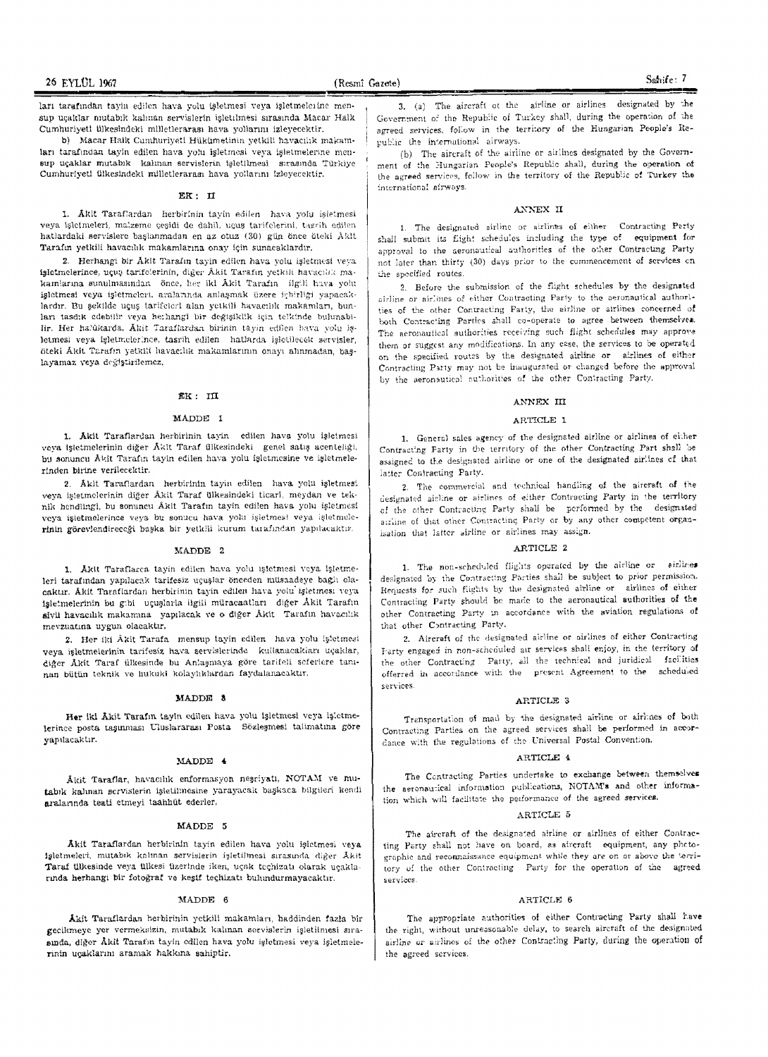ları tarafından tayin edilen hava yolu işletmesi veya işletmelerine mensup uçaklar mutabık kalınan servislerin işletilmesi sırasında Macar Halk Cumhuriyeti ülkesindeki milletlerarası hava yollarını izleyecektir.

b) Macar Halk Cumhuriyeti Hükümetinin yetkili havacılık makamları tarafından tayin edilen hava yolu işletmesi veya işletmelerine mensup uçaklar mutabık kalınan servislerin işletilmesi sırasında Türkiye Cumhuriyeti ülkesindeki milletlerarası hava yollarını izleyecektir.

## EK : II

1. Âkit Taraflardan herbirinin tayin edilen hava yolu işletmesi veya işletmeleri, malzeme çeşidi de dahil, uçuş tarifelerini, tasrih edilen hatlardaki servislere başlanmadan en az otuz (30) gün önce öteki Âkit Tarafın yetkili havacılık makamlarına onay için sunacaklardır.

2. Herhangi bir Âkit Tarafın tayin edilen hava yolu işletmesi veya işletmelerince, uçuş tarifelerinin, diğer Âkit Tarafın yetkili havacılık makamlarına sunulmasından önce, her iki Âkit Tarafın ilgili hava yolu işletmesi veya işletmeleri, aralarında anlaşmak üzere işbirliği yapacaklardır. Bu şekilde uçuş tarifeleri alan yetkili havacılık makamları, bunları tasdik edebilir veya herhangi bir değişiklik için teklifte bulunabilir. Her halükarda, Âkit Taraflardan birinin tayin edilen hava yolu işletmesi veya işletmelerince, tasrih edilen hatlarda işletilecek servisler, öteki Âkit Tarafın yetkili havacılık makamlarının onayı alınmadan, başlayamaz veya değiştirilemez.

## EK : III

### MADDE 1

1. Âkit Taraflardan herbirinin tayin edilen hava yolu işletmesi veya işletmelerinin diğer Âkit Taraf ülkesindeki genel satış acenteliği, bu sonuncu Âkit Tarafın tayin edilen hava yolu işletmesine ve işletmelerinden birine verilecektir.

2. Âkit Taraflardan herbirinin tayin edilen hava yolu işletmesi veya işletmelerinin diğer Âkit Taraf ülkesindeki ticari, meydan ve teknik hendlingi, bu sonuncu Âkit Tarafın tayin edilen hava yolu işletmesi veya işletmelerince veya bu sonuncu hava yolu işletmesi veya işletmelerinin görevlendireceği başka bir yetkili kurum tarafından yapılacaktır.

### MADDE 2

1. Âkit Taraflarca tayin edilen hava yolu işletmesi veya işletmeleri tarafından yapılacak tarifesiz uçuşlar önceden müsaadeye bağlı olacaktır. Âkit Taraflardan herbirinin tayin edilen hava yolu işletmesi veya işletmelerinin bu gibi uçuşlarla ilgili müracaatları diğer Âkit Tarafın sivil havacılık makamına yapılacak ve o diğer Âkit Tarafın havacılık mevzuatına uygun olacaktır.

2. Her iki Âkit Tarafa mensup tayin edilen hava yolu işletmesi veya işletmelerinin tarifesiz hava servislerinde kullanacakları uçaklar, diğer Âkit Taraf ülkesinde bu Anlaşmaya göre tarifeli seferlere tanınan bütün teknik ve hukuki kolaylıklardan faydalanacaktır.

### MADDE 3

Her iki Âkit Tarafın tayin edilen hava yolu işletmesi veya işletmelerince posta taşınması Uluslararası Posta Sözleşmesi talimatına göre yapılacaktır.

### MADDE 4

Âkit Taraflar, havacılık enformasyon neşriyatı, NOTAM ve mutabık kalınan servislerin işletilmesine yarayacak başkaca bilgileri kendi aralarında teati etmeyi taahhüt ederler.

### MADDE 5

Âkit Taraflardan herbirinin tayin edilen hava yolu işletmesi veya işletmeleri, mutabık kalınan servislerin işletilmesi sırasında diğer Âkit Taraf ülkesinde veya ülkesi üzerinde iken, uçak teçhizatı olarak uçaklarında herhangi bir fotoğraf ve keşif teçhizatı bulundurmayacaktır.

### MADDE 6

Âkit Taraflardan herbirinin yetkili makamları, haddinden fazla bir gecikmeye yer vermeksizin, mutabık kalınan servislerin işletilmesi sırasında, diğer Âkit Tarafın tayin edilen hava yolu işletmesi veya işletmelerinin uçaklarını aramak hakkına sahiptir.

3. (a) The aircraft of the airline or airlines designated by the Government of the Republic of Turkey shall, during the operation of the agreed services, follow in the territory of the Hungarian People's Republic the international airways.

(b) The aircraft of the airline or airlines designated by the Government of the Hungarian People's Republic shall, during the operation of the agreed services, follow in the territory of the Republic of Turkey the international airways.

## ANNEX II

1. The designated airline or airlines of either Contracting Party shall submit its flight schedules including the type of equipment for approval to the aeronautical authorities of the other Contracting Party not later than thirty (30) days prior to the commencement of services on the specified routes.

2. Before the submission of the flight schedules by the designated airline or airlines of either Contracting Party to the aeronautical authorities of the other Contracting Party, the airline or airlines concerned of both Contracting Parties shall co-operate to agree between themselves. The aeronautical authorities receiving such flight schedules may approve them or suggest any modifications. In any case, the services to be operated on the specified routes by the designated airline or airlines of either Contracting Party may not be inaugurated or changed before the approval by the aeronautical authorities of the other Contracting Party.

## ANNEX III

### ARTICLE 1

1. General sales agency of the designated airline or airlines of either Contracting Party in the territory of the other Contracting Part shall be assigned to the designated airline or one of the designated airlines of that latter Contracting Party.

2. The commercial and technical handling of the aircraft of the designated airline or airlines of either Contracting Party in the territory of the other Contracting Party shall be performed by the designated airline of that other Contracting Party or by any other competent organisation that latter airline or airlines may assign.

### ARTICLE 2

1. The non-scheduled flights operated by the airline or airlines designated by the Contracting Parties shall be subject to prior permission. Requests for such flights by the designated airline or airlines of either Contracting Party should be made to the aeronautical authorities of the other Contracting Party in accordance with the aviation regulations of that other Contracting Party.

2. Aircraft of the designated airline or airlines of either Contracting Party engaged in non-scheduled air services shall enjoy, in the territory of the other Contracting Party, all the technical and juridical facilities offerred in accordance with the present Agreement to the scheduled services.

### ARTICLE 3

Transportation of mail by the designated airline or airlines of both Contracting Parties on the agreed services shall be performed in accordance with the regulations of the Universal Postal Convention.

### ARTICLE 4

The Contracting Parties undertake to exchange between themselves the aeronautical information publications, NOTAM's and other information which will facilitate the performance of the agreed services.

### ARTICLE 5

The aircraft of the designated airline or airlines of either Contracting Party shall not have on board, as aircraft equipment, any photographic and reconnaissance equipment while they are on or above the territory of the other Contracting Party for the operation of the agreed services.

### ARTICLE 6

The appropriate authorities of either Contracting Party shall have the right, without unreasonable delay, to search aircraft of the designated airline or airlines of the other Contracting Party, during the operation of the agreed services.